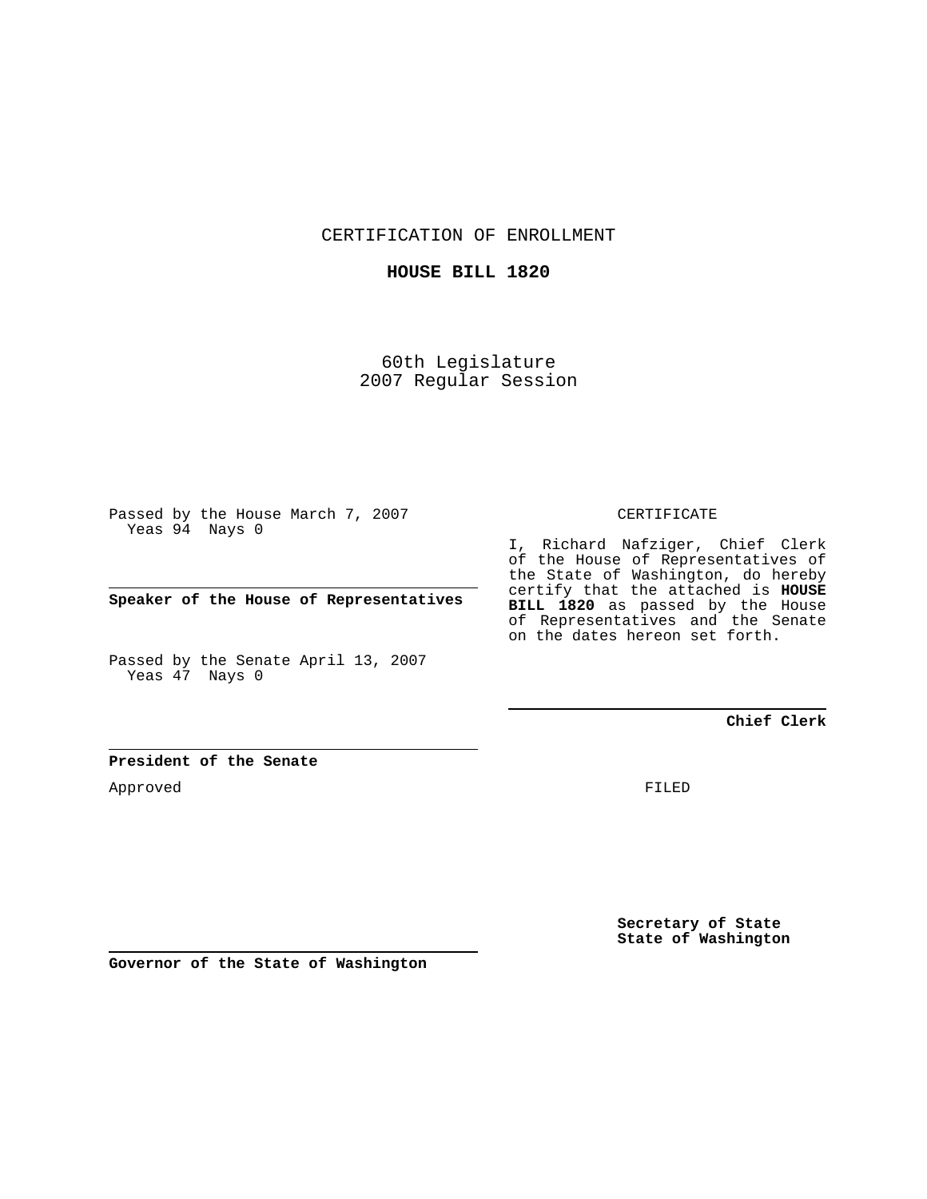CERTIFICATION OF ENROLLMENT

**HOUSE BILL 1820**

60th Legislature
2007 Regular Session

Passed by the House March 7, 2007
  Yeas 94  Nays 0

**Speaker of the House of Representatives**

Passed by the Senate April 13, 2007
  Yeas 47  Nays 0

**President of the Senate**

Approved

**Governor of the State of Washington**

CERTIFICATE

I, Richard Nafziger, Chief Clerk of the House of Representatives of the State of Washington, do hereby certify that the attached is **HOUSE BILL 1820** as passed by the House of Representatives and the Senate on the dates hereon set forth.

**Chief Clerk**

FILED

**Secretary of State**
**State of Washington**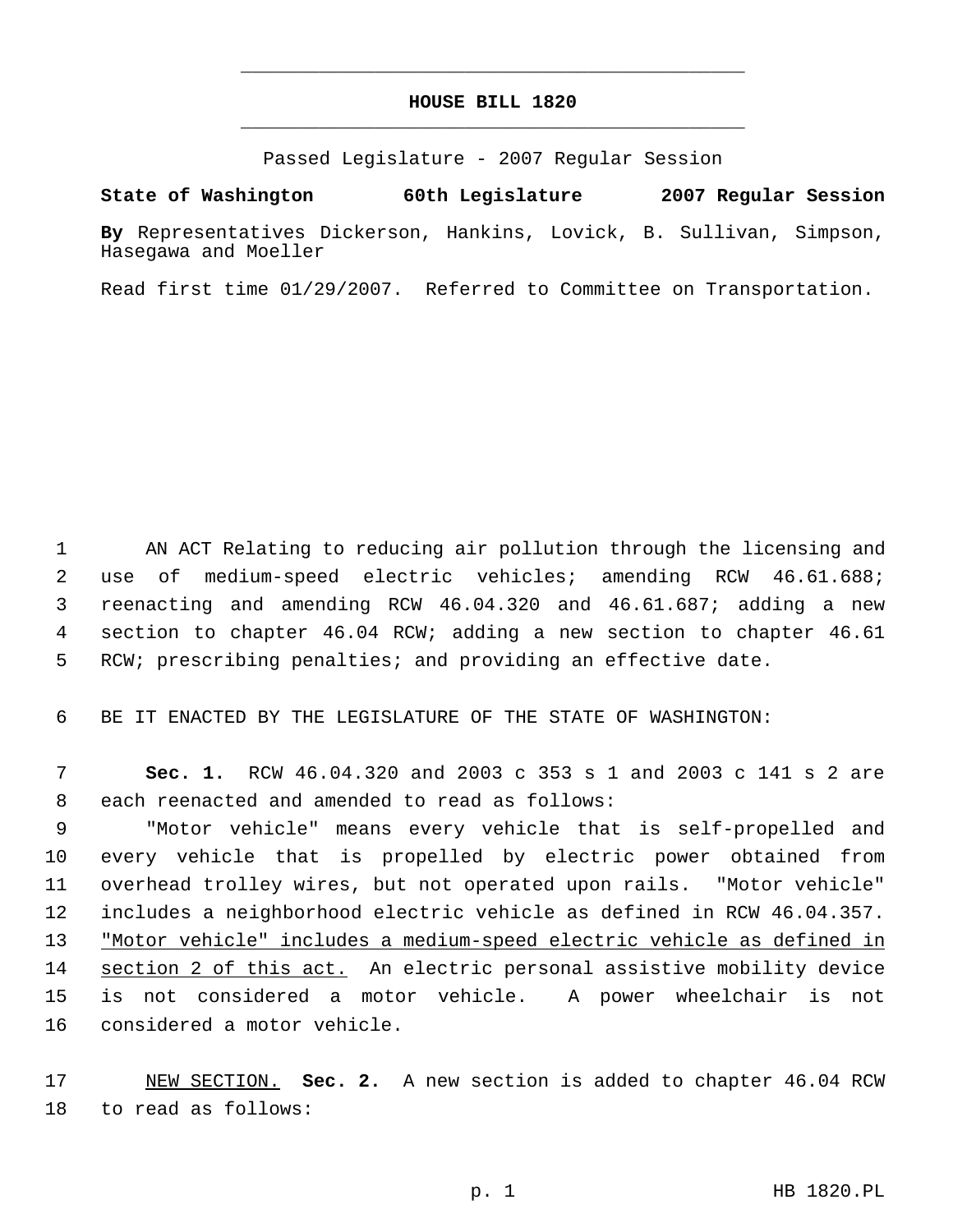# HOUSE BILL 1820

Passed Legislature - 2007 Regular Session

**State of Washington 60th Legislature 2007 Regular Session**

**By** Representatives Dickerson, Hankins, Lovick, B. Sullivan, Simpson, Hasegawa and Moeller

Read first time 01/29/2007. Referred to Committee on Transportation.

AN ACT Relating to reducing air pollution through the licensing and use of medium-speed electric vehicles; amending RCW 46.61.688; reenacting and amending RCW 46.04.320 and 46.61.687; adding a new section to chapter 46.04 RCW; adding a new section to chapter 46.61 RCW; prescribing penalties; and providing an effective date.

BE IT ENACTED BY THE LEGISLATURE OF THE STATE OF WASHINGTON:

**Sec. 1.** RCW 46.04.320 and 2003 c 353 s 1 and 2003 c 141 s 2 are each reenacted and amended to read as follows:

"Motor vehicle" means every vehicle that is self-propelled and every vehicle that is propelled by electric power obtained from overhead trolley wires, but not operated upon rails. "Motor vehicle" includes a neighborhood electric vehicle as defined in RCW 46.04.357. <u>"Motor vehicle" includes a medium-speed electric vehicle as defined in section 2 of this act.</u> An electric personal assistive mobility device is not considered a motor vehicle. A power wheelchair is not considered a motor vehicle.

<u>NEW SECTION.</u> **Sec. 2.** A new section is added to chapter 46.04 RCW to read as follows: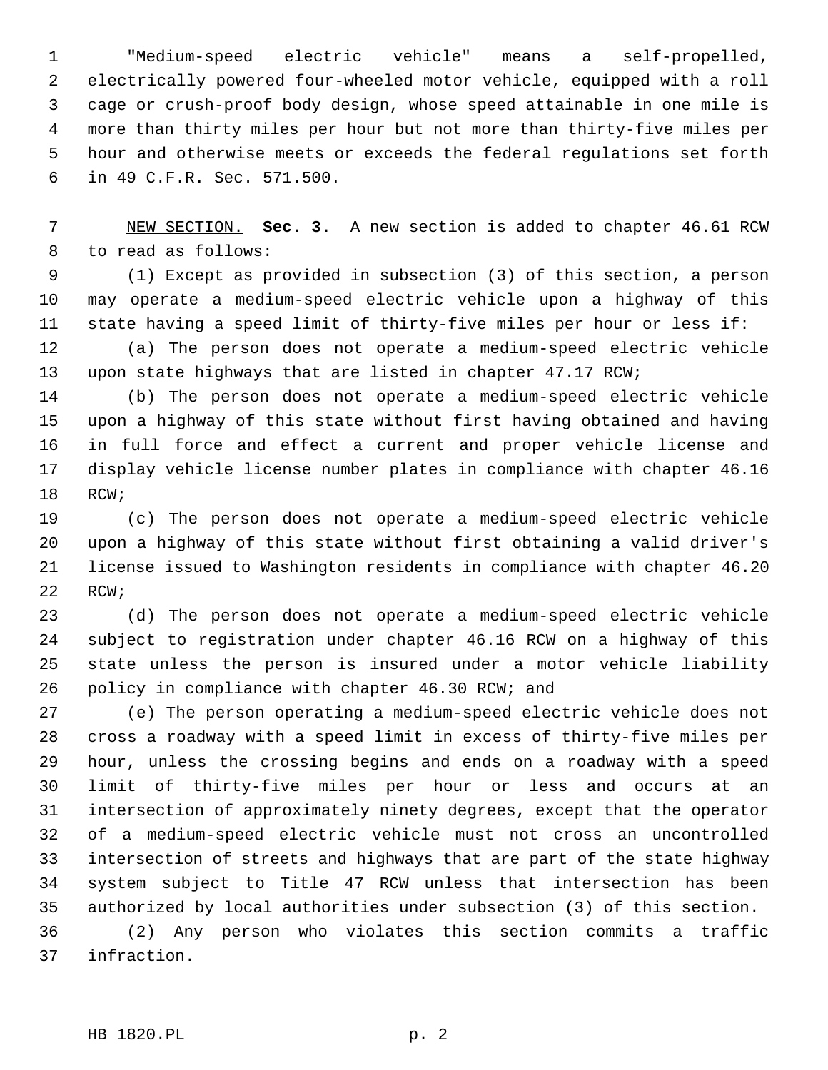"Medium-speed electric vehicle" means a self-propelled, electrically powered four-wheeled motor vehicle, equipped with a roll cage or crush-proof body design, whose speed attainable in one mile is more than thirty miles per hour but not more than thirty-five miles per hour and otherwise meets or exceeds the federal regulations set forth in 49 C.F.R. Sec. 571.500.

NEW SECTION. **Sec. 3.** A new section is added to chapter 46.61 RCW to read as follows:

(1) Except as provided in subsection (3) of this section, a person may operate a medium-speed electric vehicle upon a highway of this state having a speed limit of thirty-five miles per hour or less if:

(a) The person does not operate a medium-speed electric vehicle upon state highways that are listed in chapter 47.17 RCW;

(b) The person does not operate a medium-speed electric vehicle upon a highway of this state without first having obtained and having in full force and effect a current and proper vehicle license and display vehicle license number plates in compliance with chapter 46.16 RCW;

(c) The person does not operate a medium-speed electric vehicle upon a highway of this state without first obtaining a valid driver's license issued to Washington residents in compliance with chapter 46.20 RCW;

(d) The person does not operate a medium-speed electric vehicle subject to registration under chapter 46.16 RCW on a highway of this state unless the person is insured under a motor vehicle liability policy in compliance with chapter 46.30 RCW; and

(e) The person operating a medium-speed electric vehicle does not cross a roadway with a speed limit in excess of thirty-five miles per hour, unless the crossing begins and ends on a roadway with a speed limit of thirty-five miles per hour or less and occurs at an intersection of approximately ninety degrees, except that the operator of a medium-speed electric vehicle must not cross an uncontrolled intersection of streets and highways that are part of the state highway system subject to Title 47 RCW unless that intersection has been authorized by local authorities under subsection (3) of this section.

(2) Any person who violates this section commits a traffic infraction.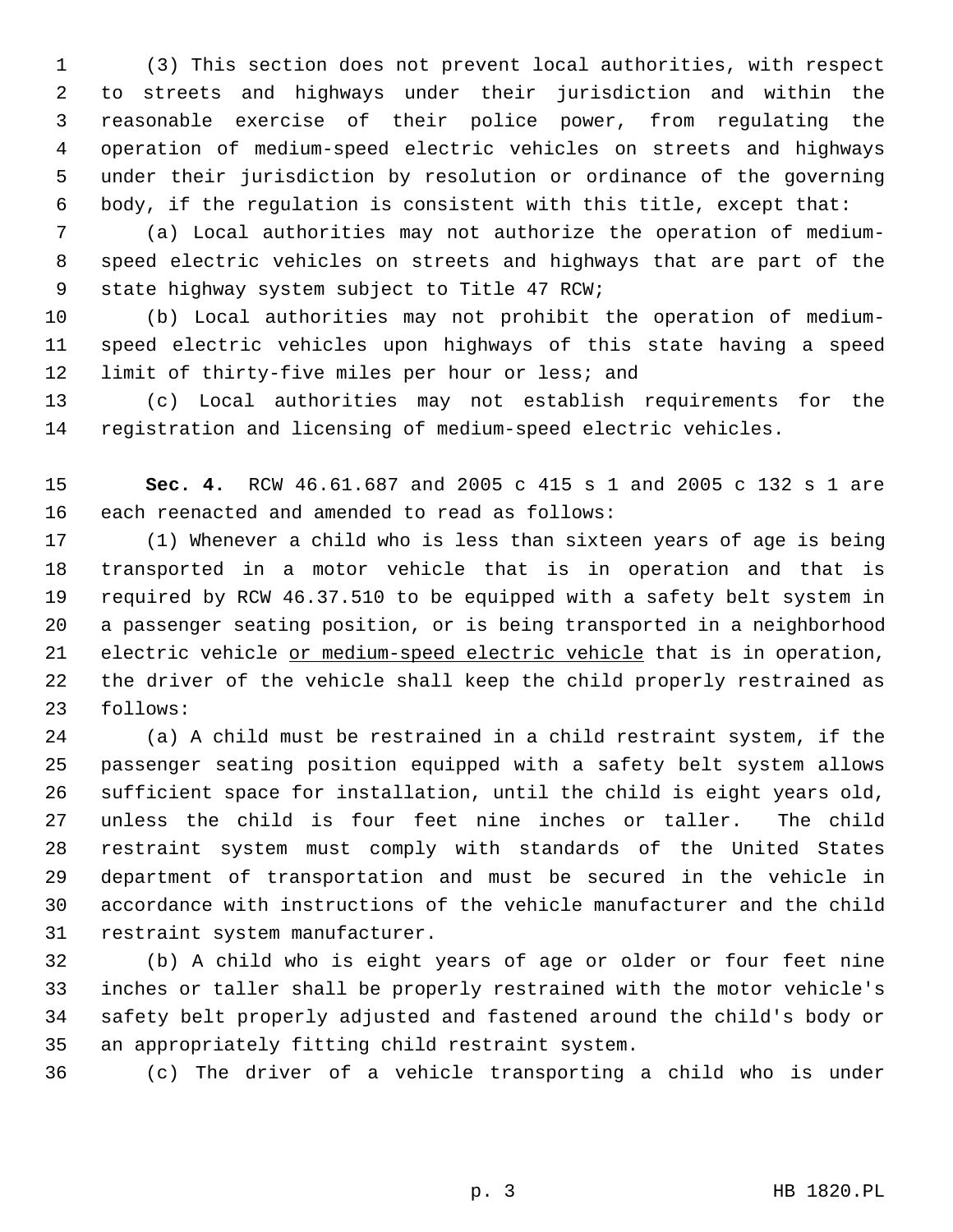(3) This section does not prevent local authorities, with respect to streets and highways under their jurisdiction and within the reasonable exercise of their police power, from regulating the operation of medium-speed electric vehicles on streets and highways under their jurisdiction by resolution or ordinance of the governing body, if the regulation is consistent with this title, except that:

(a) Local authorities may not authorize the operation of medium-speed electric vehicles on streets and highways that are part of the state highway system subject to Title 47 RCW;

(b) Local authorities may not prohibit the operation of medium-speed electric vehicles upon highways of this state having a speed limit of thirty-five miles per hour or less; and

(c) Local authorities may not establish requirements for the registration and licensing of medium-speed electric vehicles.

**Sec. 4.** RCW 46.61.687 and 2005 c 415 s 1 and 2005 c 132 s 1 are each reenacted and amended to read as follows:

(1) Whenever a child who is less than sixteen years of age is being transported in a motor vehicle that is in operation and that is required by RCW 46.37.510 to be equipped with a safety belt system in a passenger seating position, or is being transported in a neighborhood electric vehicle <u>or medium-speed electric vehicle</u> that is in operation, the driver of the vehicle shall keep the child properly restrained as follows:

(a) A child must be restrained in a child restraint system, if the passenger seating position equipped with a safety belt system allows sufficient space for installation, until the child is eight years old, unless the child is four feet nine inches or taller. The child restraint system must comply with standards of the United States department of transportation and must be secured in the vehicle in accordance with instructions of the vehicle manufacturer and the child restraint system manufacturer.

(b) A child who is eight years of age or older or four feet nine inches or taller shall be properly restrained with the motor vehicle's safety belt properly adjusted and fastened around the child's body or an appropriately fitting child restraint system.

(c) The driver of a vehicle transporting a child who is under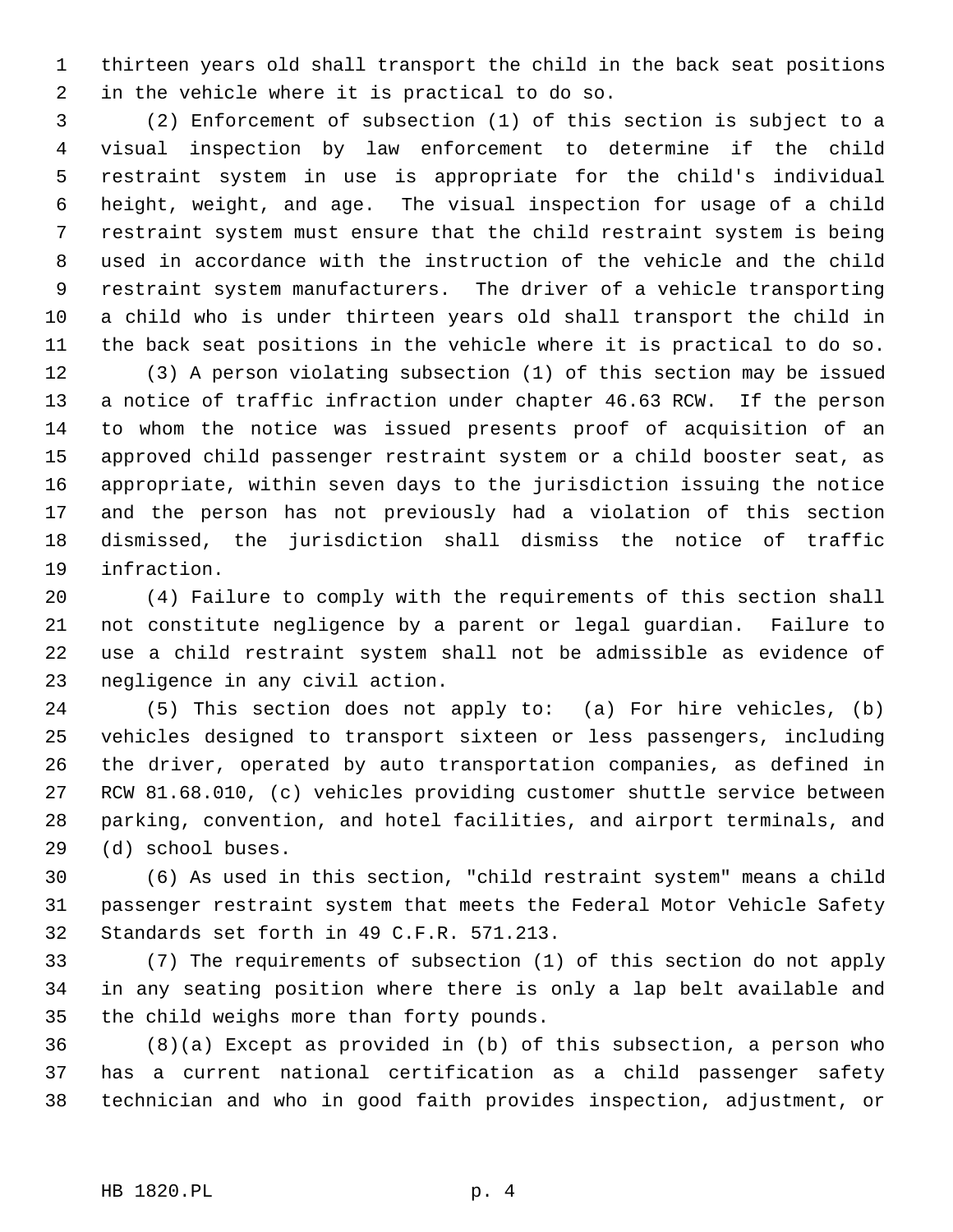thirteen years old shall transport the child in the back seat positions in the vehicle where it is practical to do so.

(2) Enforcement of subsection (1) of this section is subject to a visual inspection by law enforcement to determine if the child restraint system in use is appropriate for the child's individual height, weight, and age. The visual inspection for usage of a child restraint system must ensure that the child restraint system is being used in accordance with the instruction of the vehicle and the child restraint system manufacturers. The driver of a vehicle transporting a child who is under thirteen years old shall transport the child in the back seat positions in the vehicle where it is practical to do so.

(3) A person violating subsection (1) of this section may be issued a notice of traffic infraction under chapter 46.63 RCW. If the person to whom the notice was issued presents proof of acquisition of an approved child passenger restraint system or a child booster seat, as appropriate, within seven days to the jurisdiction issuing the notice and the person has not previously had a violation of this section dismissed, the jurisdiction shall dismiss the notice of traffic infraction.

(4) Failure to comply with the requirements of this section shall not constitute negligence by a parent or legal guardian. Failure to use a child restraint system shall not be admissible as evidence of negligence in any civil action.

(5) This section does not apply to: (a) For hire vehicles, (b) vehicles designed to transport sixteen or less passengers, including the driver, operated by auto transportation companies, as defined in RCW 81.68.010, (c) vehicles providing customer shuttle service between parking, convention, and hotel facilities, and airport terminals, and (d) school buses.

(6) As used in this section, "child restraint system" means a child passenger restraint system that meets the Federal Motor Vehicle Safety Standards set forth in 49 C.F.R. 571.213.

(7) The requirements of subsection (1) of this section do not apply in any seating position where there is only a lap belt available and the child weighs more than forty pounds.

(8)(a) Except as provided in (b) of this subsection, a person who has a current national certification as a child passenger safety technician and who in good faith provides inspection, adjustment, or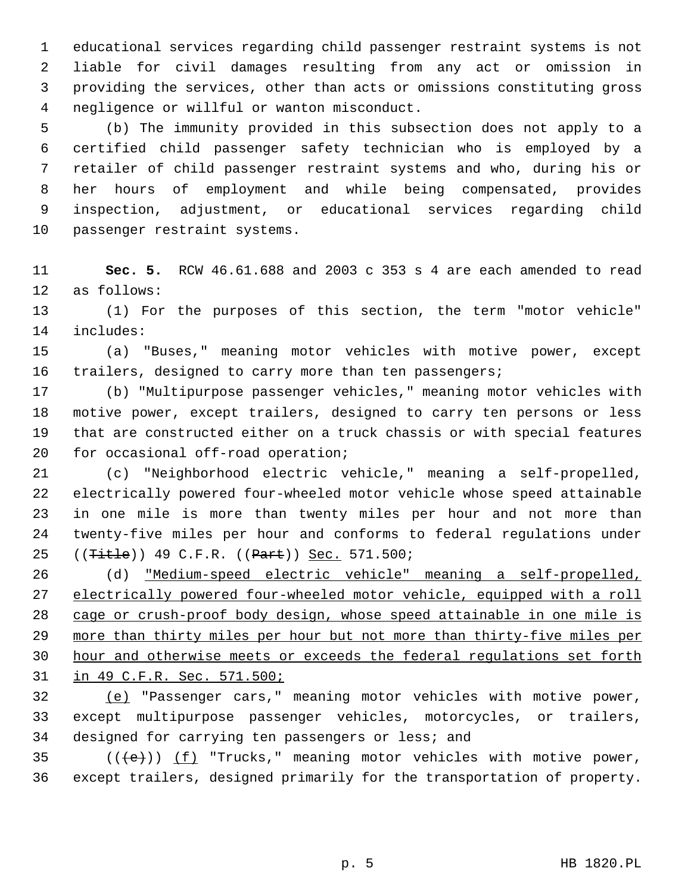educational services regarding child passenger restraint systems is not liable for civil damages resulting from any act or omission in providing the services, other than acts or omissions constituting gross negligence or willful or wanton misconduct.

(b) The immunity provided in this subsection does not apply to a certified child passenger safety technician who is employed by a retailer of child passenger restraint systems and who, during his or her hours of employment and while being compensated, provides inspection, adjustment, or educational services regarding child passenger restraint systems.

**Sec. 5.** RCW 46.61.688 and 2003 c 353 s 4 are each amended to read as follows:

(1) For the purposes of this section, the term "motor vehicle" includes:

(a) "Buses," meaning motor vehicles with motive power, except trailers, designed to carry more than ten passengers;

(b) "Multipurpose passenger vehicles," meaning motor vehicles with motive power, except trailers, designed to carry ten persons or less that are constructed either on a truck chassis or with special features for occasional off-road operation;

(c) "Neighborhood electric vehicle," meaning a self-propelled, electrically powered four-wheeled motor vehicle whose speed attainable in one mile is more than twenty miles per hour and not more than twenty-five miles per hour and conforms to federal regulations under ((~~Title~~)) 49 C.F.R. ((~~Part~~)) <u>Sec.</u> 571.500;

(d) <u>"Medium-speed electric vehicle" meaning a self-propelled, electrically powered four-wheeled motor vehicle, equipped with a roll cage or crush-proof body design, whose speed attainable in one mile is more than thirty miles per hour but not more than thirty-five miles per hour and otherwise meets or exceeds the federal regulations set forth in 49 C.F.R. Sec. 571.500;</u>

<u>(e)</u> "Passenger cars," meaning motor vehicles with motive power, except multipurpose passenger vehicles, motorcycles, or trailers, designed for carrying ten passengers or less; and

((~~(e)~~)) <u>(f)</u> "Trucks," meaning motor vehicles with motive power, except trailers, designed primarily for the transportation of property.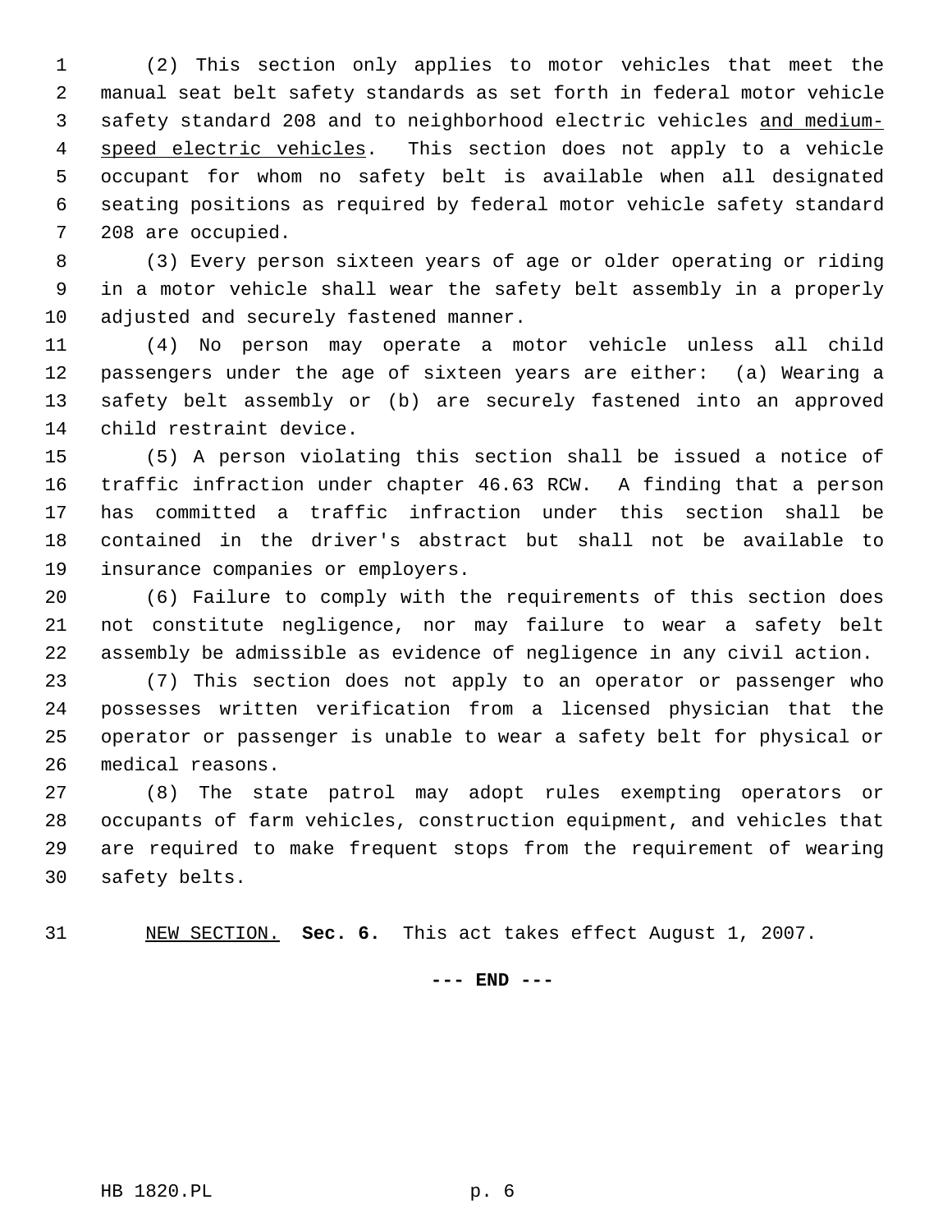(2) This section only applies to motor vehicles that meet the manual seat belt safety standards as set forth in federal motor vehicle safety standard 208 and to neighborhood electric vehicles and medium-speed electric vehicles. This section does not apply to a vehicle occupant for whom no safety belt is available when all designated seating positions as required by federal motor vehicle safety standard 208 are occupied.

(3) Every person sixteen years of age or older operating or riding in a motor vehicle shall wear the safety belt assembly in a properly adjusted and securely fastened manner.

(4) No person may operate a motor vehicle unless all child passengers under the age of sixteen years are either: (a) Wearing a safety belt assembly or (b) are securely fastened into an approved child restraint device.

(5) A person violating this section shall be issued a notice of traffic infraction under chapter 46.63 RCW. A finding that a person has committed a traffic infraction under this section shall be contained in the driver's abstract but shall not be available to insurance companies or employers.

(6) Failure to comply with the requirements of this section does not constitute negligence, nor may failure to wear a safety belt assembly be admissible as evidence of negligence in any civil action.

(7) This section does not apply to an operator or passenger who possesses written verification from a licensed physician that the operator or passenger is unable to wear a safety belt for physical or medical reasons.

(8) The state patrol may adopt rules exempting operators or occupants of farm vehicles, construction equipment, and vehicles that are required to make frequent stops from the requirement of wearing safety belts.

NEW SECTION. **Sec. 6.** This act takes effect August 1, 2007.

**--- END ---**